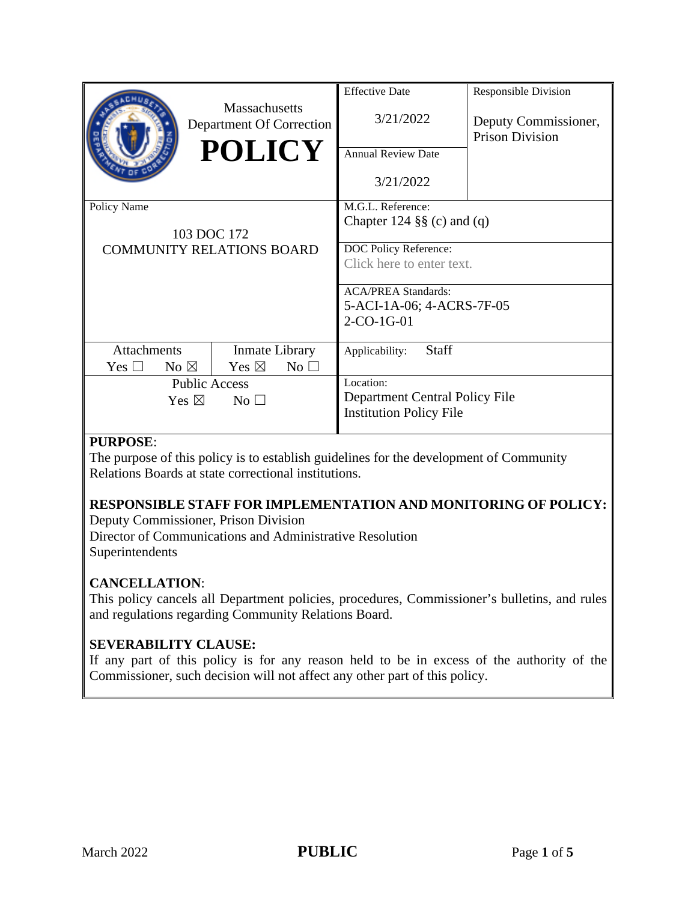| Massachusetts Department Of Correction **POLICY** | Effective Date<br>3/21/2022 | Responsible Division<br>Deputy Commissioner, Prison Division |
|---|---|---|
| | Annual Review Date<br>3/21/2022 | |
| Policy Name<br>103 DOC 172<br>COMMUNITY RELATIONS BOARD | M.G.L. Reference:<br>Chapter 124 §§ (c) and (q) | |
| | DOC Policy Reference:<br>Click here to enter text. | |
| | ACA/PREA Standards:<br>5-ACI-1A-06; 4-ACRS-7F-05<br>2-CO-1G-01 | |
| Attachments: Yes ☐ No ☒ / Inmate Library: Yes ☒ No ☐ | Applicability: Staff | |
| Public Access<br>Yes ☒ No ☐ | Location:<br>Department Central Policy File<br>Institution Policy File | |

**PURPOSE**:
The purpose of this policy is to establish guidelines for the development of Community Relations Boards at state correctional institutions.

**RESPONSIBLE STAFF FOR IMPLEMENTATION AND MONITORING OF POLICY:**
Deputy Commissioner, Prison Division
Director of Communications and Administrative Resolution
Superintendents

**CANCELLATION**:
This policy cancels all Department policies, procedures, Commissioner's bulletins, and rules and regulations regarding Community Relations Board.

**SEVERABILITY CLAUSE:**
If any part of this policy is for any reason held to be in excess of the authority of the Commissioner, such decision will not affect any other part of this policy.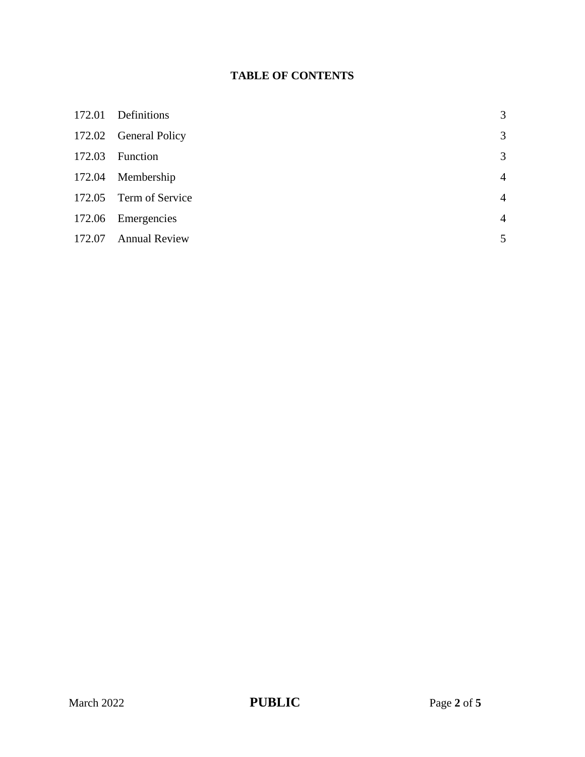**TABLE OF CONTENTS**

| | | |
|---|---|---|
| 172.01 | Definitions | 3 |
| 172.02 | General Policy | 3 |
| 172.03 | Function | 3 |
| 172.04 | Membership | 4 |
| 172.05 | Term of Service | 4 |
| 172.06 | Emergencies | 4 |
| 172.07 | Annual Review | 5 |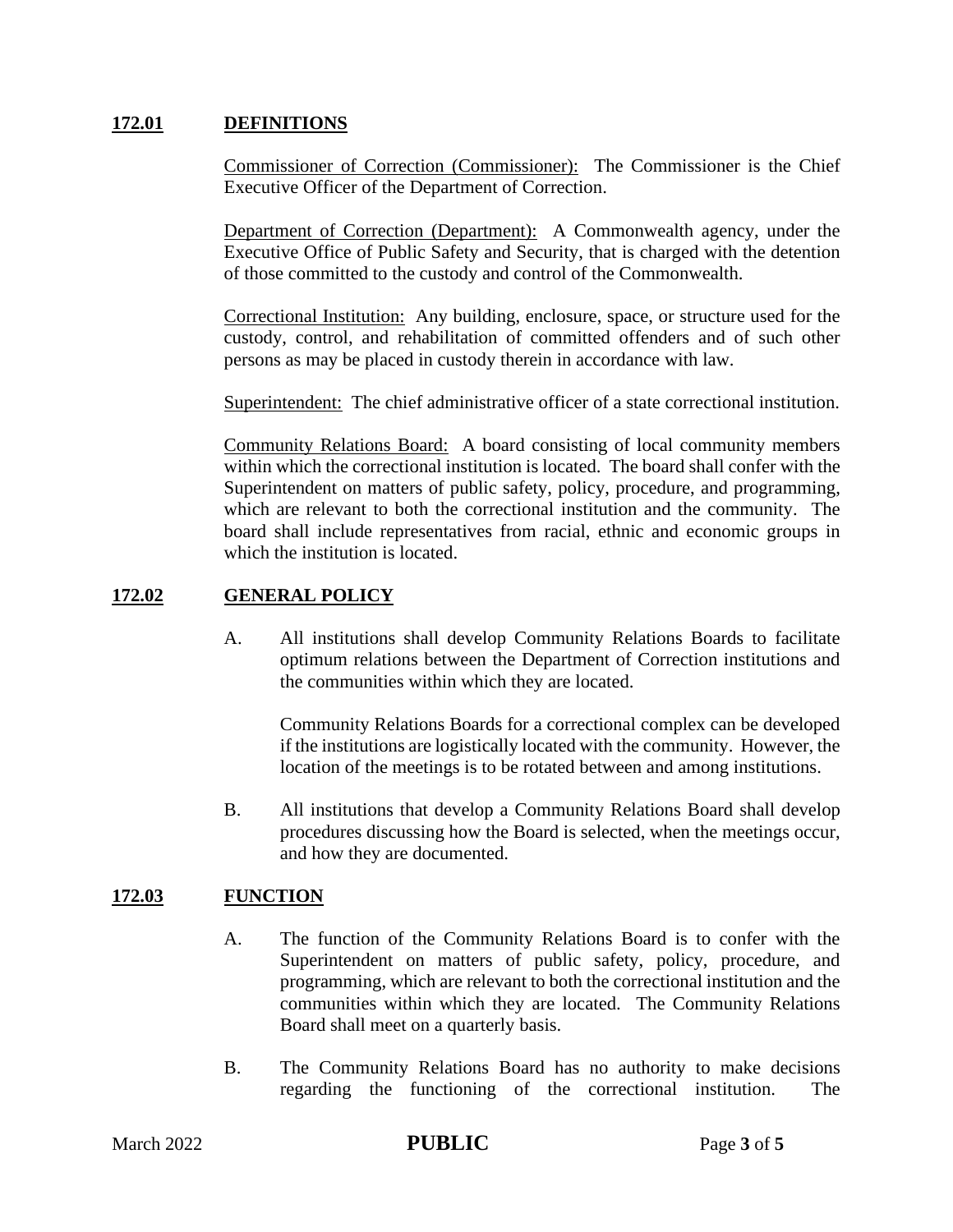## 172.01 DEFINITIONS

Commissioner of Correction (Commissioner): The Commissioner is the Chief Executive Officer of the Department of Correction.

Department of Correction (Department): A Commonwealth agency, under the Executive Office of Public Safety and Security, that is charged with the detention of those committed to the custody and control of the Commonwealth.

Correctional Institution: Any building, enclosure, space, or structure used for the custody, control, and rehabilitation of committed offenders and of such other persons as may be placed in custody therein in accordance with law.

Superintendent: The chief administrative officer of a state correctional institution.

Community Relations Board: A board consisting of local community members within which the correctional institution is located. The board shall confer with the Superintendent on matters of public safety, policy, procedure, and programming, which are relevant to both the correctional institution and the community. The board shall include representatives from racial, ethnic and economic groups in which the institution is located.

## 172.02 GENERAL POLICY

A. All institutions shall develop Community Relations Boards to facilitate optimum relations between the Department of Correction institutions and the communities within which they are located.

   Community Relations Boards for a correctional complex can be developed if the institutions are logistically located with the community. However, the location of the meetings is to be rotated between and among institutions.

B. All institutions that develop a Community Relations Board shall develop procedures discussing how the Board is selected, when the meetings occur, and how they are documented.

## 172.03 FUNCTION

A. The function of the Community Relations Board is to confer with the Superintendent on matters of public safety, policy, procedure, and programming, which are relevant to both the correctional institution and the communities within which they are located. The Community Relations Board shall meet on a quarterly basis.

B. The Community Relations Board has no authority to make decisions regarding the functioning of the correctional institution. The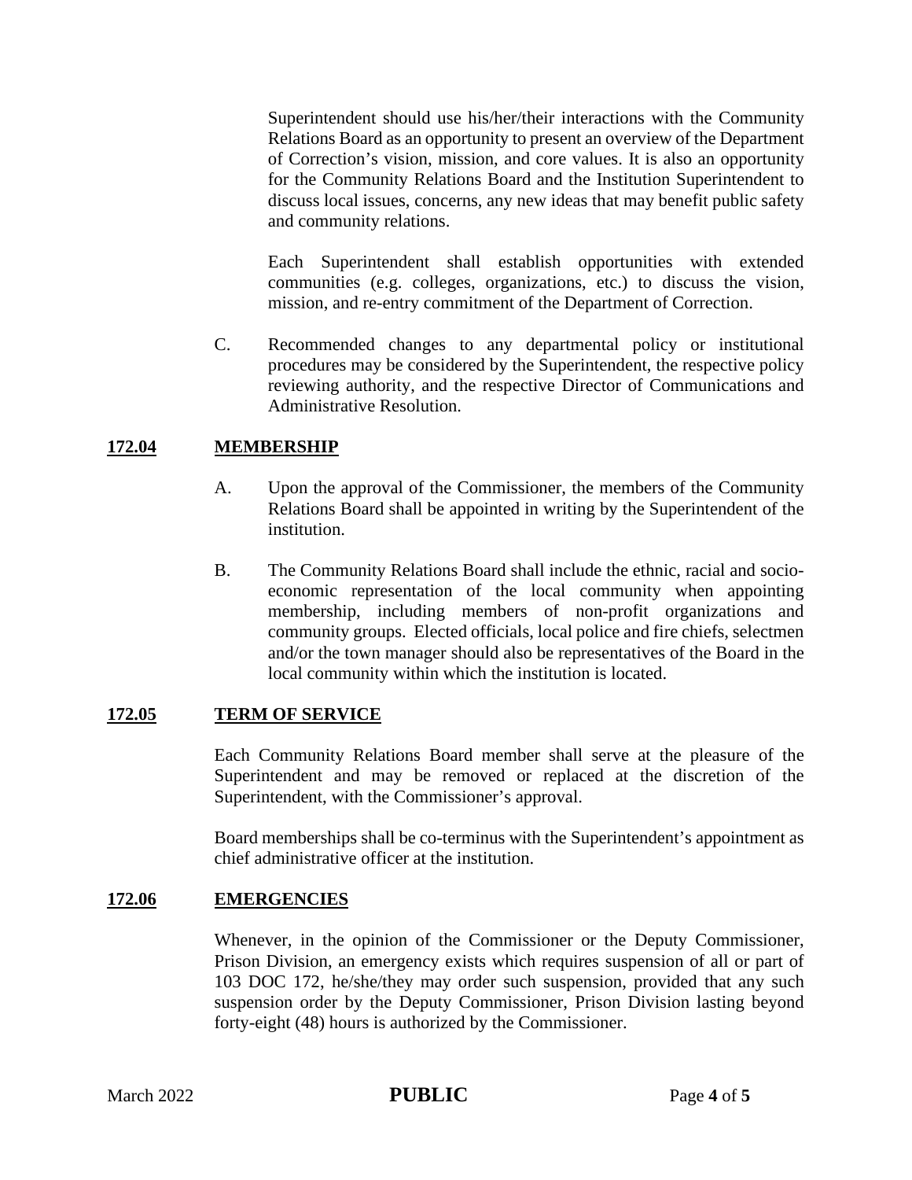Superintendent should use his/her/their interactions with the Community Relations Board as an opportunity to present an overview of the Department of Correction's vision, mission, and core values. It is also an opportunity for the Community Relations Board and the Institution Superintendent to discuss local issues, concerns, any new ideas that may benefit public safety and community relations.

Each Superintendent shall establish opportunities with extended communities (e.g. colleges, organizations, etc.) to discuss the vision, mission, and re-entry commitment of the Department of Correction.

C. Recommended changes to any departmental policy or institutional procedures may be considered by the Superintendent, the respective policy reviewing authority, and the respective Director of Communications and Administrative Resolution.

## 172.04 MEMBERSHIP

A. Upon the approval of the Commissioner, the members of the Community Relations Board shall be appointed in writing by the Superintendent of the institution.

B. The Community Relations Board shall include the ethnic, racial and socio-economic representation of the local community when appointing membership, including members of non-profit organizations and community groups. Elected officials, local police and fire chiefs, selectmen and/or the town manager should also be representatives of the Board in the local community within which the institution is located.

## 172.05 TERM OF SERVICE

Each Community Relations Board member shall serve at the pleasure of the Superintendent and may be removed or replaced at the discretion of the Superintendent, with the Commissioner's approval.

Board memberships shall be co-terminus with the Superintendent's appointment as chief administrative officer at the institution.

## 172.06 EMERGENCIES

Whenever, in the opinion of the Commissioner or the Deputy Commissioner, Prison Division, an emergency exists which requires suspension of all or part of 103 DOC 172, he/she/they may order such suspension, provided that any such suspension order by the Deputy Commissioner, Prison Division lasting beyond forty-eight (48) hours is authorized by the Commissioner.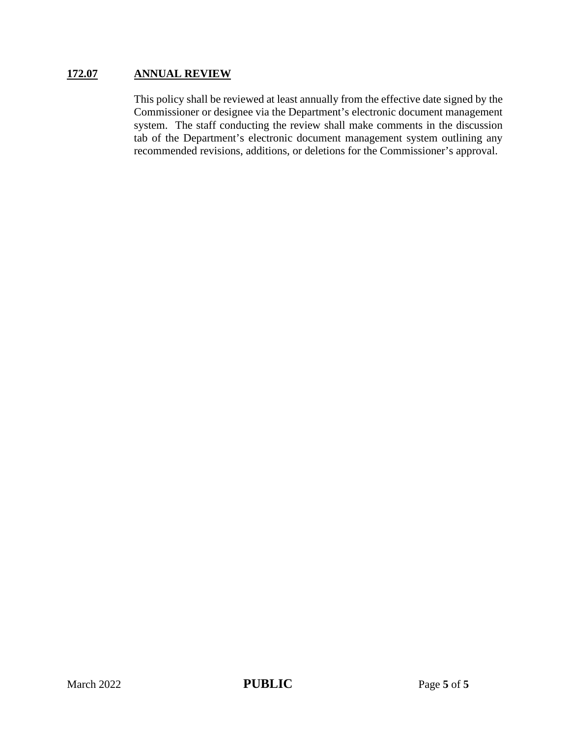## **172.07 ANNUAL REVIEW**

This policy shall be reviewed at least annually from the effective date signed by the Commissioner or designee via the Department's electronic document management system. The staff conducting the review shall make comments in the discussion tab of the Department's electronic document management system outlining any recommended revisions, additions, or deletions for the Commissioner's approval.